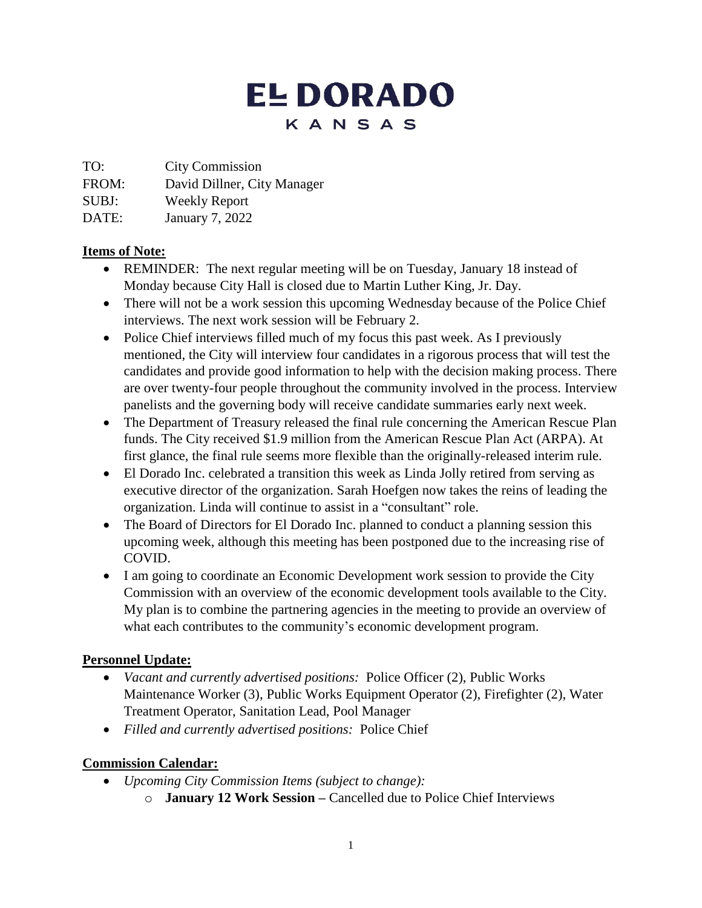# EL DORADO
## KANSAS

TO: City Commission
FROM: David Dillner, City Manager
SUBJ: Weekly Report
DATE: January 7, 2022

**Items of Note:**

- REMINDER: The next regular meeting will be on Tuesday, January 18 instead of Monday because City Hall is closed due to Martin Luther King, Jr. Day.
- There will not be a work session this upcoming Wednesday because of the Police Chief interviews. The next work session will be February 2.
- Police Chief interviews filled much of my focus this past week. As I previously mentioned, the City will interview four candidates in a rigorous process that will test the candidates and provide good information to help with the decision making process. There are over twenty-four people throughout the community involved in the process. Interview panelists and the governing body will receive candidate summaries early next week.
- The Department of Treasury released the final rule concerning the American Rescue Plan funds. The City received $1.9 million from the American Rescue Plan Act (ARPA). At first glance, the final rule seems more flexible than the originally-released interim rule.
- El Dorado Inc. celebrated a transition this week as Linda Jolly retired from serving as executive director of the organization. Sarah Hoefgen now takes the reins of leading the organization. Linda will continue to assist in a "consultant" role.
- The Board of Directors for El Dorado Inc. planned to conduct a planning session this upcoming week, although this meeting has been postponed due to the increasing rise of COVID.
- I am going to coordinate an Economic Development work session to provide the City Commission with an overview of the economic development tools available to the City. My plan is to combine the partnering agencies in the meeting to provide an overview of what each contributes to the community's economic development program.

**Personnel Update:**

- *Vacant and currently advertised positions:* Police Officer (2), Public Works Maintenance Worker (3), Public Works Equipment Operator (2), Firefighter (2), Water Treatment Operator, Sanitation Lead, Pool Manager
- *Filled and currently advertised positions:* Police Chief

**Commission Calendar:**

- *Upcoming City Commission Items (subject to change):*
  - **January 12 Work Session –** Cancelled due to Police Chief Interviews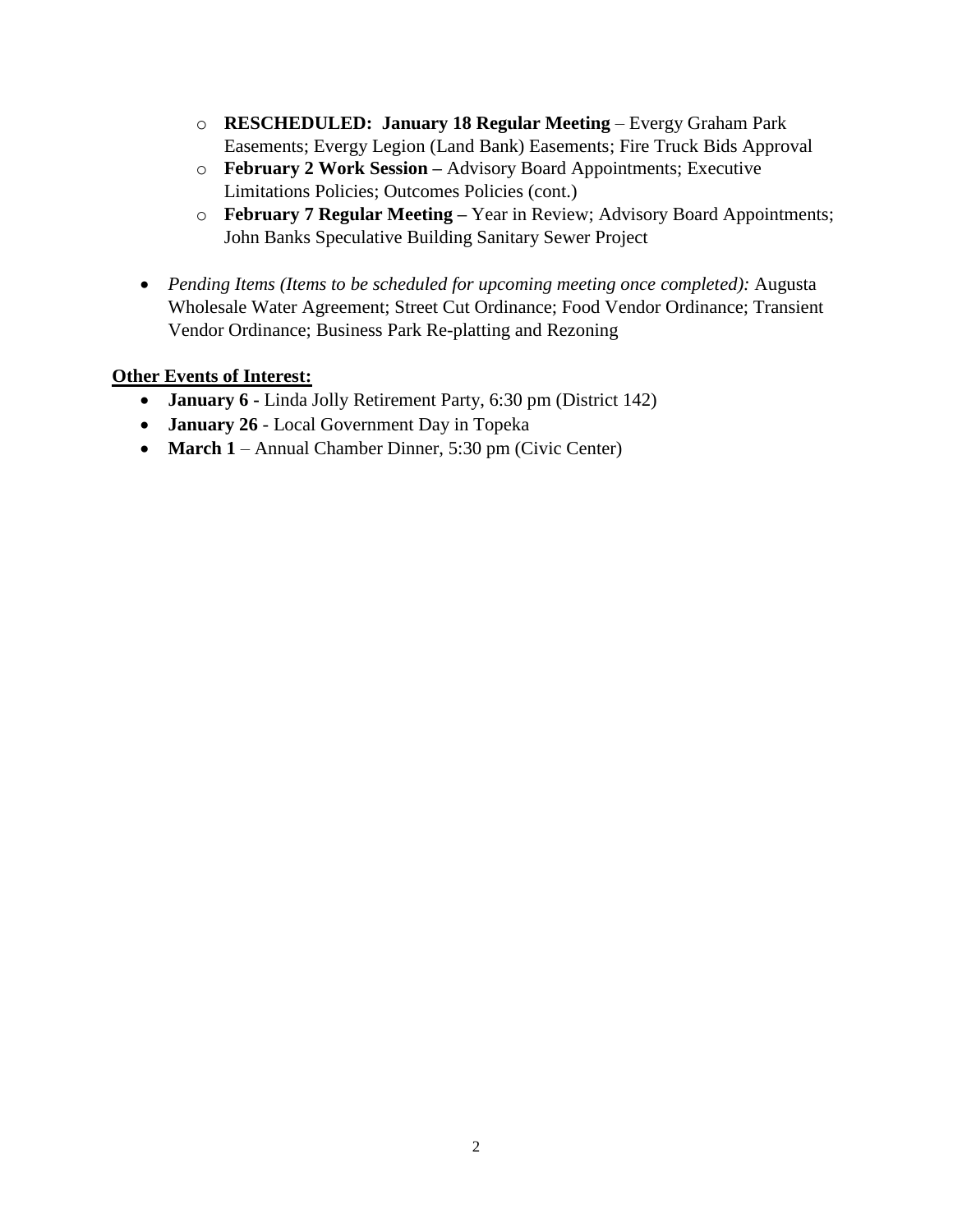- **RESCHEDULED: January 18 Regular Meeting** – Evergy Graham Park Easements; Evergy Legion (Land Bank) Easements; Fire Truck Bids Approval
  - **February 2 Work Session –** Advisory Board Appointments; Executive Limitations Policies; Outcomes Policies (cont.)
  - **February 7 Regular Meeting –** Year in Review; Advisory Board Appointments; John Banks Speculative Building Sanitary Sewer Project

- *Pending Items (Items to be scheduled for upcoming meeting once completed):* Augusta Wholesale Water Agreement; Street Cut Ordinance; Food Vendor Ordinance; Transient Vendor Ordinance; Business Park Re-platting and Rezoning

**Other Events of Interest:**

- **January 6 -** Linda Jolly Retirement Party, 6:30 pm (District 142)
- **January 26** - Local Government Day in Topeka
- **March 1** – Annual Chamber Dinner, 5:30 pm (Civic Center)